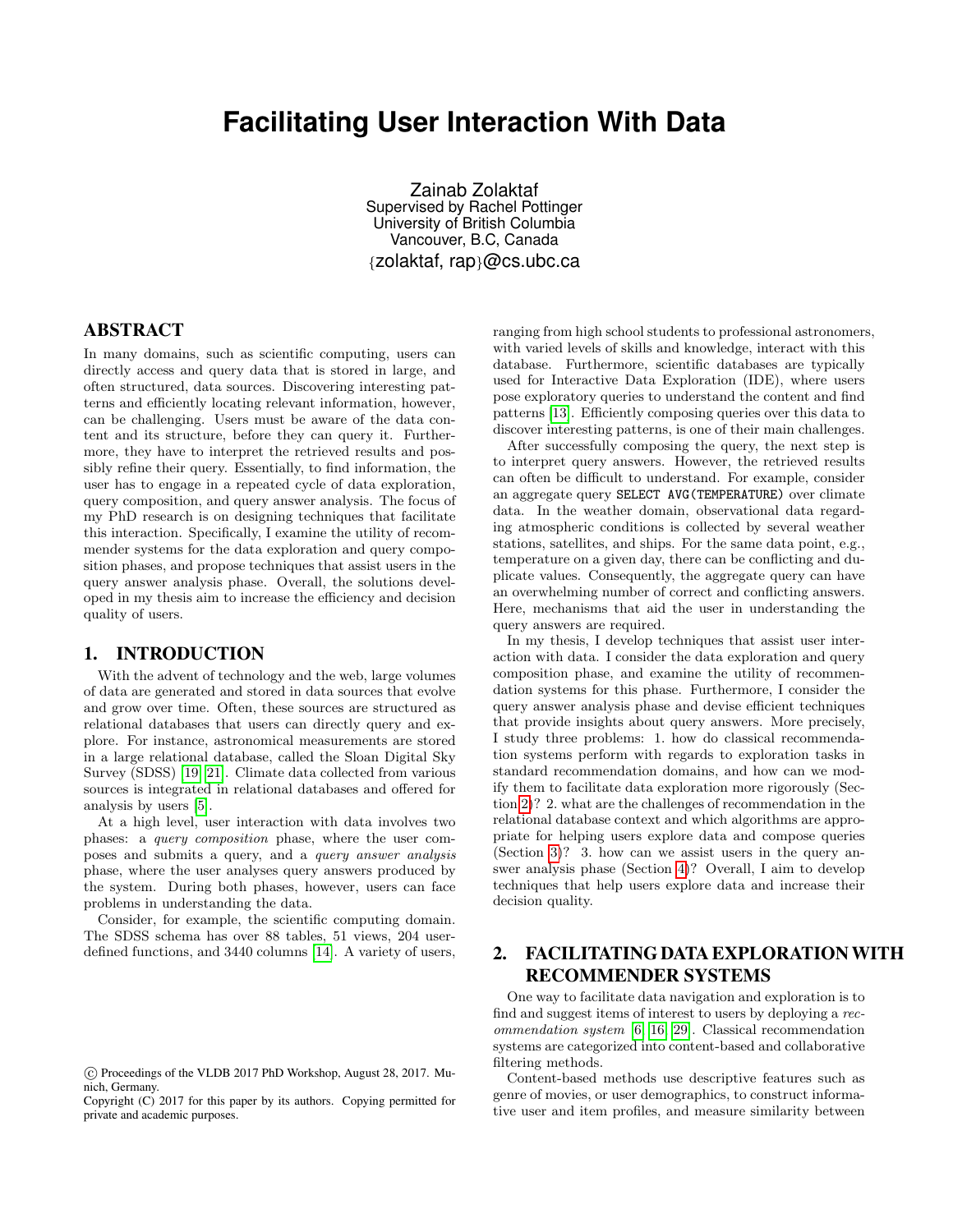# Facilitating User Interaction With Data

Zainab Zolaktaf
Supervised by Rachel Pottinger
University of British Columbia
Vancouver, B.C, Canada
{zolaktaf, rap}@cs.ubc.ca

## ABSTRACT

In many domains, such as scientific computing, users can directly access and query data that is stored in large, and often structured, data sources. Discovering interesting patterns and efficiently locating relevant information, however, can be challenging. Users must be aware of the data content and its structure, before they can query it. Furthermore, they have to interpret the retrieved results and possibly refine their query. Essentially, to find information, the user has to engage in a repeated cycle of data exploration, query composition, and query answer analysis. The focus of my PhD research is on designing techniques that facilitate this interaction. Specifically, I examine the utility of recommender systems for the data exploration and query composition phases, and propose techniques that assist users in the query answer analysis phase. Overall, the solutions developed in my thesis aim to increase the efficiency and decision quality of users.

## 1. INTRODUCTION

With the advent of technology and the web, large volumes of data are generated and stored in data sources that evolve and grow over time. Often, these sources are structured as relational databases that users can directly query and explore. For instance, astronomical measurements are stored in a large relational database, called the Sloan Digital Sky Survey (SDSS) [19, 21]. Climate data collected from various sources is integrated in relational databases and offered for analysis by users [5].

At a high level, user interaction with data involves two phases: a *query composition* phase, where the user composes and submits a query, and a *query answer analysis* phase, where the user analyses query answers produced by the system. During both phases, however, users can face problems in understanding the data.

Consider, for example, the scientific computing domain. The SDSS schema has over 88 tables, 51 views, 204 user-defined functions, and 3440 columns [14]. A variety of users, ranging from high school students to professional astronomers, with varied levels of skills and knowledge, interact with this database. Furthermore, scientific databases are typically used for Interactive Data Exploration (IDE), where users pose exploratory queries to understand the content and find patterns [13]. Efficiently composing queries over this data to discover interesting patterns, is one of their main challenges.

After successfully composing the query, the next step is to interpret query answers. However, the retrieved results can often be difficult to understand. For example, consider an aggregate query `SELECT AVG(TEMPERATURE)` over climate data. In the weather domain, observational data regarding atmospheric conditions is collected by several weather stations, satellites, and ships. For the same data point, e.g., temperature on a given day, there can be conflicting and duplicate values. Consequently, the aggregate query can have an overwhelming number of correct and conflicting answers. Here, mechanisms that aid the user in understanding the query answers are required.

In my thesis, I develop techniques that assist user interaction with data. I consider the data exploration and query composition phase, and examine the utility of recommendation systems for this phase. Furthermore, I consider the query answer analysis phase and devise efficient techniques that provide insights about query answers. More precisely, I study three problems: 1. how do classical recommendation systems perform with regards to exploration tasks in standard recommendation domains, and how can we modify them to facilitate data exploration more rigorously (Section 2)? 2. what are the challenges of recommendation in the relational database context and which algorithms are appropriate for helping users explore data and compose queries (Section 3)? 3. how can we assist users in the query answer analysis phase (Section 4)? Overall, I aim to develop techniques that help users explore data and increase their decision quality.

## 2. FACILITATING DATA EXPLORATION WITH RECOMMENDER SYSTEMS

One way to facilitate data navigation and exploration is to find and suggest items of interest to users by deploying a *recommendation system* [6, 16, 29]. Classical recommendation systems are categorized into content-based and collaborative filtering methods.

Content-based methods use descriptive features such as genre of movies, or user demographics, to construct informative user and item profiles, and measure similarity between

© Proceedings of the VLDB 2017 PhD Workshop, August 28, 2017. Munich, Germany.
Copyright (C) 2017 for this paper by its authors. Copying permitted for private and academic purposes.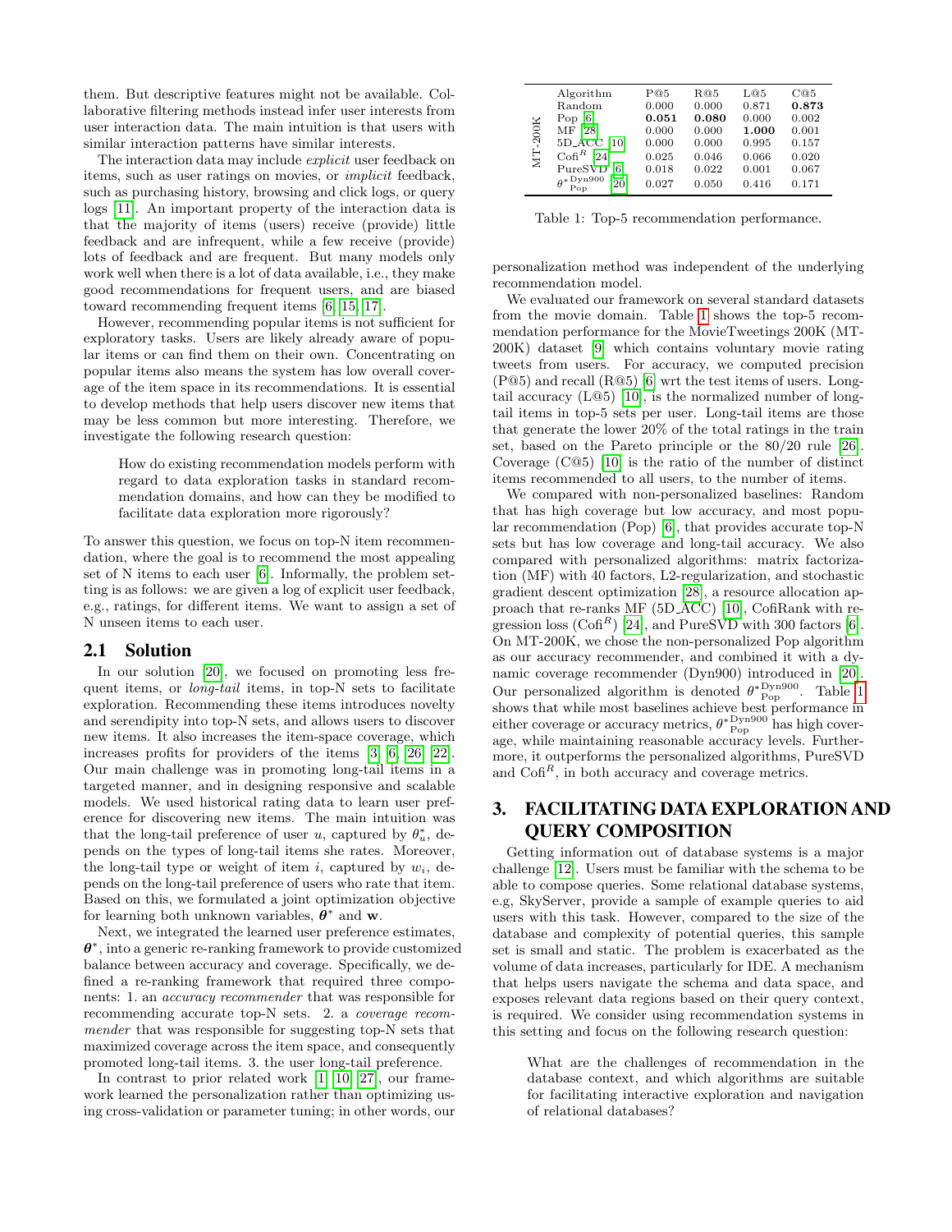them. But descriptive features might not be available. Collaborative filtering methods instead infer user interests from user interaction data. The main intuition is that users with similar interaction patterns have similar interests.

An important property of the interaction data may include *explicit* user feedback on items, such as user ratings on movies, or *implicit* feedback, such as purchasing history, browsing and click logs, or query logs [11]. An important property of the interaction data is that the majority of items (users) receive (provide) little feedback and are infrequent, while a few receive (provide) lots of feedback and are frequent. But many models only work well when there is a lot of data available, i.e., they make good recommendations for frequent users, and are biased toward recommending frequent items [6, 15, 17].

However, recommending popular items is not sufficient for exploratory tasks. Users are likely already aware of popular items or can find them on their own. Concentrating on popular items also means the system has low overall coverage of the item space in its recommendations. It is essential to develop methods that help users discover new items that may be less common but more interesting. Therefore, we investigate the following research question:

> How do existing recommendation models perform with regard to data exploration tasks in standard recommendation domains, and how can they be modified to facilitate data exploration more rigorously?

To answer this question, we focus on top-N item recommendation, where the goal is to recommend the most appealing set of N items to each user [6]. Informally, the problem setting is as follows: we are given a log of explicit user feedback, e.g., ratings, for different items. We want to assign a set of N unseen items to each user.

## 2.1 Solution

In our solution [20], we focused on promoting less frequent items, or *long-tail* items, in top-N sets to facilitate exploration. Recommending these items introduces novelty and serendipity into top-N sets, and allows users to discover new items. It also increases the item-space coverage, which increases profits for providers of the items [3, 6, 26, 22]. Our main challenge was in promoting long-tail items in a targeted manner, and in designing responsive and scalable models. We used historical rating data to learn user preference for discovering new items. The main intuition was that the long-tail preference of user $u$, captured by $\theta^*_u$, depends on the types of long-tail items she rates. Moreover, the long-tail type or weight of item $i$, captured by $w_i$, depends on the long-tail preference of users who rate that item. Based on this, we formulated a joint optimization objective for learning both unknown variables, $\boldsymbol{\theta}^*$ and $\mathbf{w}$.

Next, we integrated the learned user preference estimates, $\boldsymbol{\theta}^*$, into a generic re-ranking framework to provide customized balance between accuracy and coverage. Specifically, we defined a re-ranking framework that required three components: 1. an *accuracy recommender* that was responsible for recommending accurate top-N sets. 2. a *coverage recommender* that was responsible for suggesting top-N sets that maximized coverage across the item space, and consequently promoted long-tail items. 3. the user long-tail preference.

In contrast to prior related work [1, 10, 27], our framework learned the personalization rather than optimizing using cross-validation or parameter tuning; in other words, our personalization method was independent of the underlying recommendation model.

| | Algorithm | P@5 | R@5 | L@5 | C@5 |
|---|---|---|---|---|---|
| MT-200K | Random | 0.000 | 0.000 | 0.871 | **0.873** |
| | Pop [6] | **0.051** | **0.080** | 0.000 | 0.002 |
| | MF [28] | 0.000 | 0.000 | **1.000** | 0.001 |
| | 5D_ACC [10] | 0.000 | 0.000 | 0.995 | 0.157 |
| | Cofi$^R$ [24] | 0.025 | 0.046 | 0.066 | 0.020 |
| | PureSVD [6] | 0.018 | 0.022 | 0.001 | 0.067 |
| | $\theta^{*\text{Dyn900}}_{\text{Pop}}$ [20] | 0.027 | 0.050 | 0.416 | 0.171 |

Table 1: Top-5 recommendation performance.

We evaluated our framework on several standard datasets from the movie domain. Table 1 shows the top-5 recommendation performance for the MovieTweetings 200K (MT-200K) dataset [9] which contains voluntary movie rating tweets from users. For accuracy, we computed precision (P@5) and recall (R@5) [6] wrt the test items of users. Long-tail accuracy (L@5) [10], is the normalized number of long-tail items in top-5 sets per user. Long-tail items are those that generate the lower 20% of the total ratings in the train set, based on the Pareto principle or the 80/20 rule [26]. Coverage (C@5) [10] is the ratio of the number of distinct items recommended to all users, to the number of items.

We compared with non-personalized baselines: Random that has high coverage but low accuracy, and most popular recommendation (Pop) [6], that provides accurate top-N sets but has low coverage and long-tail accuracy. We also compared with personalized algorithms: matrix factorization (MF) with 40 factors, L2-regularization, and stochastic gradient descent optimization [28], a resource allocation approach that re-ranks MF (5D_ACC) [10], CofiRank with regression loss (Cofi$^R$) [24], and PureSVD with 300 factors [6]. On MT-200K, we chose the non-personalized Pop algorithm as our accuracy recommender, and combined it with a dynamic coverage recommender (Dyn900) introduced in [20]. Our personalized algorithm is denoted $\theta^{*\text{Dyn900}}_{\text{Pop}}$. Table 1 shows that while most baselines achieve best performance in either coverage or accuracy metrics, $\theta^{*\text{Dyn900}}_{\text{Pop}}$ has high coverage, while maintaining reasonable accuracy levels. Furthermore, it outperforms the personalized algorithms, PureSVD and Cofi$^R$, in both accuracy and coverage metrics.

# 3. FACILITATING DATA EXPLORATION AND QUERY COMPOSITION

Getting information out of database systems is a major challenge [12]. Users must be familiar with the schema to be able to compose queries. Some relational database systems, e.g, SkyServer, provide a sample of example queries to aid users with this task. However, compared to the size of the database and complexity of potential queries, this sample set is small and static. The problem is exacerbated as the volume of data increases, particularly for IDE. A mechanism that helps users navigate the schema and data space, and exposes relevant data regions based on their query context, is required. We consider using recommendation systems in this setting and focus on the following research question:

> What are the challenges of recommendation in the database context, and which algorithms are suitable for facilitating interactive exploration and navigation of relational databases?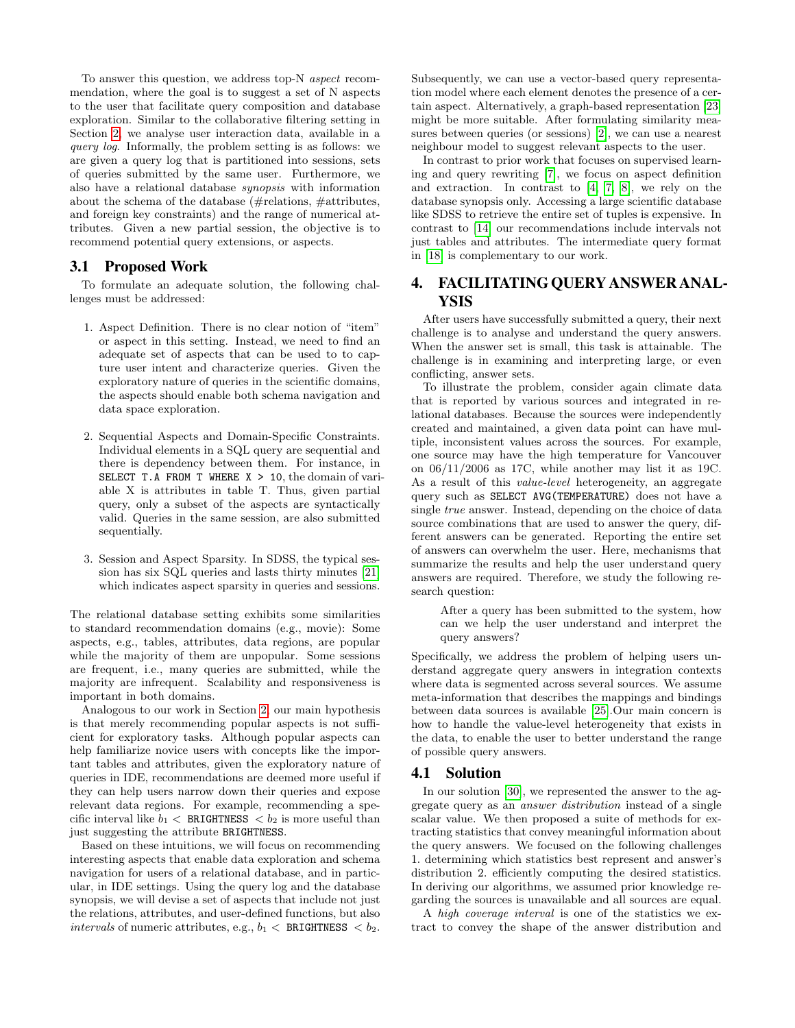To answer this question, we address top-N *aspect* recommendation, where the goal is to suggest a set of N aspects to the user that facilitate query composition and database exploration. Similar to the collaborative filtering setting in Section 2, we analyse user interaction data, available in a *query log*. Informally, the problem setting is as follows: we are given a query log that is partitioned into sessions, sets of queries submitted by the same user. Furthermore, we also have a relational database *synopsis* with information about the schema of the database (#relations, #attributes, and foreign key constraints) and the range of numerical attributes. Given a new partial session, the objective is to recommend potential query extensions, or aspects.

## 3.1 Proposed Work

To formulate an adequate solution, the following challenges must be addressed:

1. Aspect Definition. There is no clear notion of "item" or aspect in this setting. Instead, we need to find an adequate set of aspects that can be used to to capture user intent and characterize queries. Given the exploratory nature of queries in the scientific domains, the aspects should enable both schema navigation and data space exploration.

2. Sequential Aspects and Domain-Specific Constraints. Individual elements in a SQL query are sequential and there is dependency between them. For instance, in `SELECT T.A FROM T WHERE X > 10`, the domain of variable X is attributes in table T. Thus, given partial query, only a subset of the aspects are syntactically valid. Queries in the same session, are also submitted sequentially.

3. Session and Aspect Sparsity. In SDSS, the typical session has six SQL queries and lasts thirty minutes [21] which indicates aspect sparsity in queries and sessions.

The relational database setting exhibits some similarities to standard recommendation domains (e.g., movie): Some aspects, e.g., tables, attributes, data regions, are popular while the majority of them are unpopular. Some sessions are frequent, i.e., many queries are submitted, while the majority are infrequent. Scalability and responsiveness is important in both domains.

Analogous to our work in Section 2, our main hypothesis is that merely recommending popular aspects is not sufficient for exploratory tasks. Although popular aspects can help familiarize novice users with concepts like the important tables and attributes, given the exploratory nature of queries in IDE, recommendations are deemed more useful if they can help users narrow down their queries and expose relevant data regions. For example, recommending a specific interval like $b_1 <$ `BRIGHTNESS` $< b_2$ is more useful than just suggesting the attribute `BRIGHTNESS`.

Based on these intuitions, we will focus on recommending interesting aspects that enable data exploration and schema navigation for users of a relational database, and in particular, in IDE settings. Using the query log and the database synopsis, we will devise a set of aspects that include not just the relations, attributes, and user-defined functions, but also *intervals* of numeric attributes, e.g., $b_1 <$ `BRIGHTNESS` $< b_2$. Subsequently, we can use a vector-based query representation model where each element denotes the presence of a certain aspect. Alternatively, a graph-based representation [23] might be more suitable. After formulating similarity measures between queries (or sessions) [2], we can use a nearest neighbour model to suggest relevant aspects to the user.

In contrast to prior work that focuses on supervised learning and query rewriting [7], we focus on aspect definition and extraction. In contrast to [4, 7, 8], we rely on the database synopsis only. Accessing a large scientific database like SDSS to retrieve the entire set of tuples is expensive. In contrast to [14] our recommendations include intervals not just tables and attributes. The intermediate query format in [18] is complementary to our work.

# 4. FACILITATING QUERY ANSWER ANALYSIS

After users have successfully submitted a query, their next challenge is to analyse and understand the query answers. When the answer set is small, this task is attainable. The challenge is in examining and interpreting large, or even conflicting, answer sets.

To illustrate the problem, consider again climate data that is reported by various sources and integrated in relational databases. Because the sources were independently created and maintained, a given data point can have multiple, inconsistent values across the sources. For example, one source may have the high temperature for Vancouver on 06/11/2006 as 17C, while another may list it as 19C. As a result of this *value-level* heterogeneity, an aggregate query such as `SELECT AVG(TEMPERATURE)` does not have a single *true* answer. Instead, depending on the choice of data source combinations that are used to answer the query, different answers can be generated. Reporting the entire set of answers can overwhelm the user. Here, mechanisms that summarize the results and help the user understand query answers are required. Therefore, we study the following research question:

> After a query has been submitted to the system, how can we help the user understand and interpret the query answers?

Specifically, we address the problem of helping users understand aggregate query answers in integration contexts where data is segmented across several sources. We assume meta-information that describes the mappings and bindings between data sources is available [25].Our main concern is how to handle the value-level heterogeneity that exists in the data, to enable the user to better understand the range of possible query answers.

## 4.1 Solution

In our solution [30], we represented the answer to the aggregate query as an *answer distribution* instead of a single scalar value. We then proposed a suite of methods for extracting statistics that convey meaningful information about the query answers. We focused on the following challenges 1. determining which statistics best represent and answer's distribution 2. efficiently computing the desired statistics. In deriving our algorithms, we assumed prior knowledge regarding the sources is unavailable and all sources are equal.

A *high coverage interval* is one of the statistics we extract to convey the shape of the answer distribution and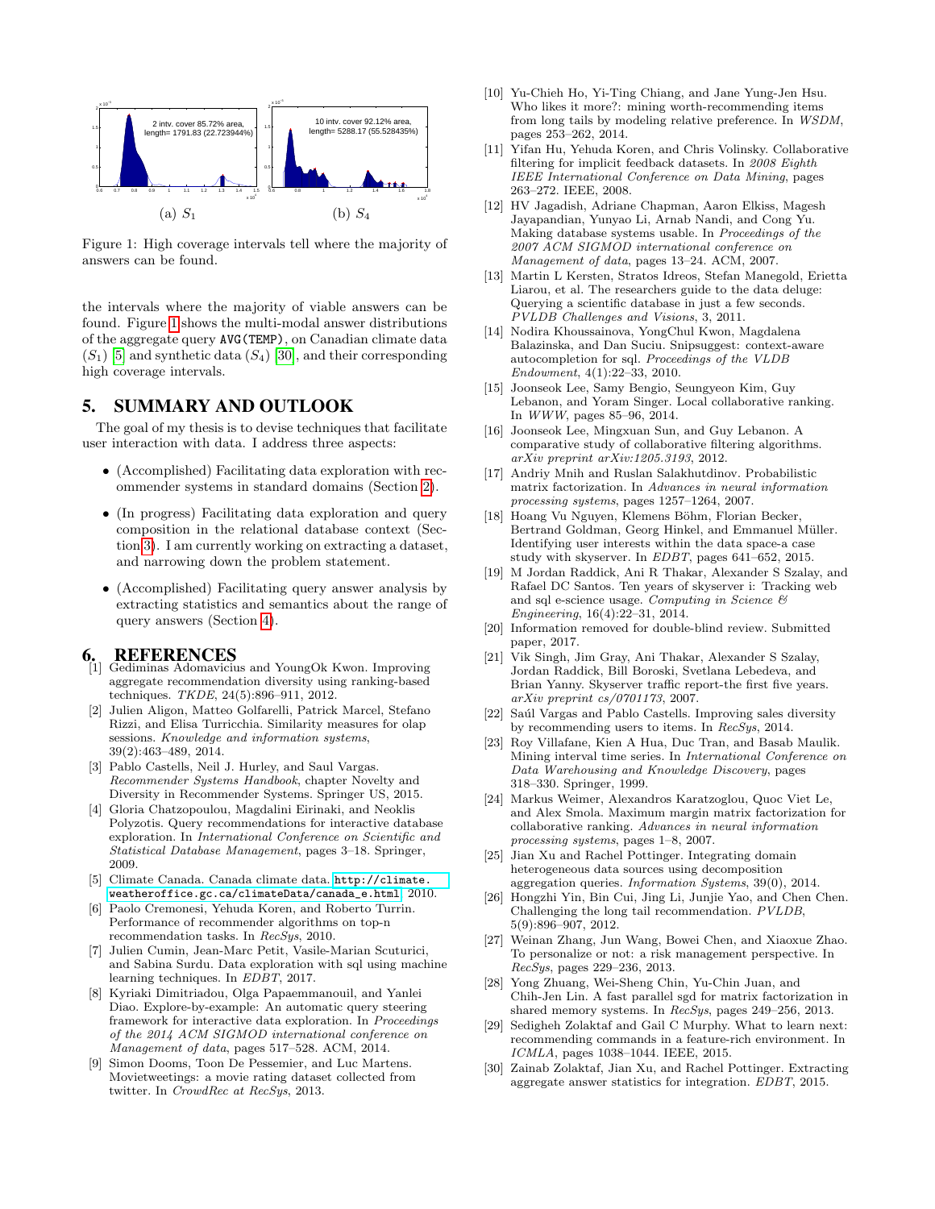2 intv. cover 85.72% area,
length= 1791.83 (22.723944%)

(a) $S_1$

10 intv. cover 92.12% area,
length= 5288.17 (55.528435%)

(b) $S_4$

Figure 1: High coverage intervals tell where the majority of answers can be found.

the intervals where the majority of viable answers can be found. Figure 1 shows the multi-modal answer distributions of the aggregate query `AVG(TEMP)`, on Canadian climate data ($S_1$) [5] and synthetic data ($S_4$) [30], and their corresponding high coverage intervals.

## 5. SUMMARY AND OUTLOOK

The goal of my thesis is to devise techniques that facilitate user interaction with data. I address three aspects:

- (Accomplished) Facilitating data exploration with recommender systems in standard domains (Section 2).
- (In progress) Facilitating data exploration and query composition in the relational database context (Section 3). I am currently working on extracting a dataset, and narrowing down the problem statement.
- (Accomplished) Facilitating query answer analysis by extracting statistics and semantics about the range of query answers (Section 4).

## 6. REFERENCES

[1] Gediminas Adomavicius and YoungOk Kwon. Improving aggregate recommendation diversity using ranking-based techniques. *TKDE*, 24(5):896–911, 2012.

[2] Julien Aligon, Matteo Golfarelli, Patrick Marcel, Stefano Rizzi, and Elisa Turricchia. Similarity measures for olap sessions. *Knowledge and information systems*, 39(2):463–489, 2014.

[3] Pablo Castells, Neil J. Hurley, and Saul Vargas. *Recommender Systems Handbook*, chapter Novelty and Diversity in Recommender Systems. Springer US, 2015.

[4] Gloria Chatzopoulou, Magdalini Eirinaki, and Neoklis Polyzotis. Query recommendations for interactive database exploration. In *International Conference on Scientific and Statistical Database Management*, pages 3–18. Springer, 2009.

[5] Climate Canada. Canada climate data. `http://climate.weatheroffice.gc.ca/climateData/canada_e.html`, 2010.

[6] Paolo Cremonesi, Yehuda Koren, and Roberto Turrin. Performance of recommender algorithms on top-n recommendation tasks. In *RecSys*, 2010.

[7] Julien Cumin, Jean-Marc Petit, Vasile-Marian Scuturici, and Sabina Surdu. Data exploration with sql using machine learning techniques. In *EDBT*, 2017.

[8] Kyriaki Dimitriadou, Olga Papaemmanouil, and Yanlei Diao. Explore-by-example: An automatic query steering framework for interactive data exploration. In *Proceedings of the 2014 ACM SIGMOD international conference on Management of data*, pages 517–528. ACM, 2014.

[9] Simon Dooms, Toon De Pessemier, and Luc Martens. Movietweetings: a movie rating dataset collected from twitter. In *CrowdRec at RecSys*, 2013.

[10] Yu-Chieh Ho, Yi-Ting Chiang, and Jane Yung-Jen Hsu. Who likes it more?: mining worth-recommending items from long tails by modeling relative preference. In *WSDM*, pages 253–262, 2014.

[11] Yifan Hu, Yehuda Koren, and Chris Volinsky. Collaborative filtering for implicit feedback datasets. In *2008 Eighth IEEE International Conference on Data Mining*, pages 263–272. IEEE, 2008.

[12] HV Jagadish, Adriane Chapman, Aaron Elkiss, Magesh Jayapandian, Yunyao Li, Arnab Nandi, and Cong Yu. Making database systems usable. In *Proceedings of the 2007 ACM SIGMOD international conference on Management of data*, pages 13–24. ACM, 2007.

[13] Martin L Kersten, Stratos Idreos, Stefan Manegold, Erietta Liarou, et al. The researchers guide to the data deluge: Querying a scientific database in just a few seconds. *PVLDB Challenges and Visions*, 3, 2011.

[14] Nodira Khoussainova, YongChul Kwon, Magdalena Balazinska, and Dan Suciu. Snipsuggest: context-aware autocompletion for sql. *Proceedings of the VLDB Endowment*, 4(1):22–33, 2010.

[15] Joonseok Lee, Samy Bengio, Seungyeon Kim, Guy Lebanon, and Yoram Singer. Local collaborative ranking. In *WWW*, pages 85–96, 2014.

[16] Joonseok Lee, Mingxuan Sun, and Guy Lebanon. A comparative study of collaborative filtering algorithms. *arXiv preprint arXiv:1205.3193*, 2012.

[17] Andriy Mnih and Ruslan Salakhutdinov. Probabilistic matrix factorization. In *Advances in neural information processing systems*, pages 1257–1264, 2007.

[18] Hoang Vu Nguyen, Klemens Böhm, Florian Becker, Bertrand Goldman, Georg Hinkel, and Emmanuel Müller. Identifying user interests within the data space-a case study with skyserver. In *EDBT*, pages 641–652, 2015.

[19] M Jordan Raddick, Ani R Thakar, Alexander S Szalay, and Rafael DC Santos. Ten years of skyserver i: Tracking web and sql e-science usage. *Computing in Science & Engineering*, 16(4):22–31, 2014.

[20] Information removed for double-blind review. Submitted paper, 2017.

[21] Vik Singh, Jim Gray, Ani Thakar, Alexander S Szalay, Jordan Raddick, Bill Boroski, Svetlana Lebedeva, and Brian Yanny. Skyserver traffic report-the first five years. *arXiv preprint cs/0701173*, 2007.

[22] Saúl Vargas and Pablo Castells. Improving sales diversity by recommending users to items. In *RecSys*, 2014.

[23] Roy Villafane, Kien A Hua, Duc Tran, and Basab Maulik. Mining interval time series. In *International Conference on Data Warehousing and Knowledge Discovery*, pages 318–330. Springer, 1999.

[24] Markus Weimer, Alexandros Karatzoglou, Quoc Viet Le, and Alex Smola. Maximum margin matrix factorization for collaborative ranking. *Advances in neural information processing systems*, pages 1–8, 2007.

[25] Jian Xu and Rachel Pottinger. Integrating domain heterogeneous data sources using decomposition aggregation queries. *Information Systems*, 39(0), 2014.

[26] Hongzhi Yin, Bin Cui, Jing Li, Junjie Yao, and Chen Chen. Challenging the long tail recommendation. *PVLDB*, 5(9):896–907, 2012.

[27] Weinan Zhang, Jun Wang, Bowei Chen, and Xiaoxue Zhao. To personalize or not: a risk management perspective. In *RecSys*, pages 229–236, 2013.

[28] Yong Zhuang, Wei-Sheng Chin, Yu-Chin Juan, and Chih-Jen Lin. A fast parallel sgd for matrix factorization in shared memory systems. In *RecSys*, pages 249–256, 2013.

[29] Sedigheh Zolaktaf and Gail C Murphy. What to learn next: recommending commands in a feature-rich environment. In *ICMLA*, pages 1038–1044. IEEE, 2015.

[30] Zainab Zolaktaf, Jian Xu, and Rachel Pottinger. Extracting aggregate answer statistics for integration. *EDBT*, 2015.